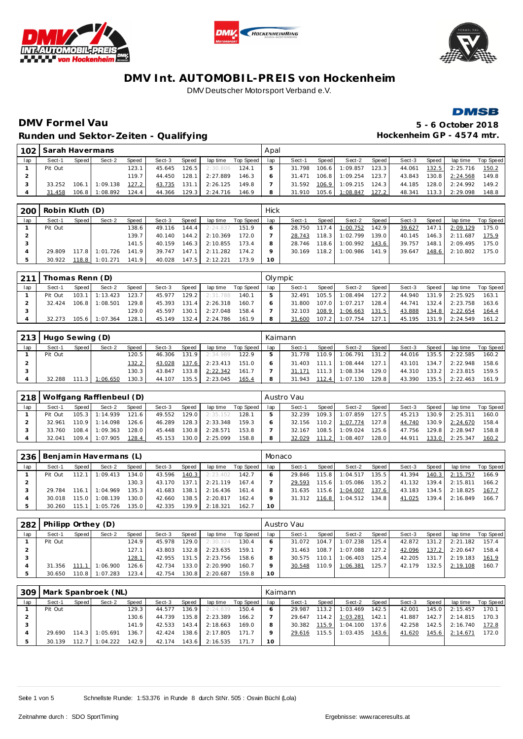# DMV Int. AUTOMOBIL-PREIS von Hockenheim

DMV Deutscher Motorsport Verband e.V.

## DMV Formel Vau

**5 - 6 October 2018**

## Runden und Sektor-Zeiten - Qualifying

**Hockenheim GP - 4574 mtr.**

| 102 | Sarah Havermans | | | | | | | | Apal | | | | | | | | |
|---|---|---|---|---|---|---|---|---|---|---|---|---|---|---|---|---|---|
| lap | Sect-1 | Speed | Sect-2 | Speed | Sect-3 | Speed | lap time | Top Speed | lap | Sect-1 | Speed | Sect-2 | Speed | Sect-3 | Speed | lap time | Top Speed |
| 1 | Pit Out | | | 123.1 | 45.645 | 126.5 | 2:30.806 | 124.1 | 5 | 31.798 | 106.6 | 1:09.857 | 123.3 | 44.061 | 132.5 | 2:25.716 | 150.2 |
| 2 | | | | 119.7 | 44.450 | 128.1 | 2:27.889 | 146.3 | 6 | 31.471 | 106.8 | 1:09.254 | 123.7 | 43.843 | 130.8 | 2:24.568 | 149.8 |
| 3 | 33.252 | 106.1 | 1:09.138 | 127.2 | 43.735 | 131.1 | 2:26.125 | 149.8 | 7 | 31.592 | 106.9 | 1:09.215 | 124.3 | 44.185 | 128.0 | 2:24.992 | 149.2 |
| 4 | 31.458 | 106.8 | 1:08.892 | 124.4 | 44.366 | 129.3 | 2:24.716 | 146.9 | 8 | 31.910 | 105.6 | 1:08.847 | 127.2 | 48.341 | 113.3 | 2:29.098 | 148.8 |

| 200 | Robin Kluth (D) | | | | | | | | Hick | | | | | | | | |
|---|---|---|---|---|---|---|---|---|---|---|---|---|---|---|---|---|---|
| lap | Sect-1 | Speed | Sect-2 | Speed | Sect-3 | Speed | lap time | Top Speed | lap | Sect-1 | Speed | Sect-2 | Speed | Sect-3 | Speed | lap time | Top Speed |
| 1 | Pit Out | | | 138.6 | 49.116 | 144.4 | 2:24.837 | 151.9 | 6 | 28.750 | 117.4 | 1:00.752 | 142.9 | 39.627 | 147.1 | 2:09.129 | 175.0 |
| 2 | | | | 139.7 | 40.140 | 144.2 | 2:10.369 | 172.0 | 7 | 28.743 | 118.3 | 1:02.799 | 139.0 | 40.145 | 146.3 | 2:11.687 | 175.9 |
| 3 | | | | 141.5 | 40.159 | 146.3 | 2:10.855 | 173.4 | 8 | 28.746 | 118.6 | 1:00.992 | 143.6 | 39.757 | 148.1 | 2:09.495 | 175.0 |
| 4 | 29.809 | 117.8 | 1:01.726 | 141.9 | 39.747 | 147.1 | 2:11.282 | 174.2 | 9 | 30.169 | 118.2 | 1:00.986 | 141.9 | 39.647 | 148.6 | 2:10.802 | 175.0 |
| 5 | 30.922 | 118.8 | 1:01.271 | 141.9 | 40.028 | 147.5 | 2:12.221 | 173.9 | 10 | | | | | | | | |

| 211 | Thomas Renn (D) | | | | | | | | Olympic | | | | | | | | |
|---|---|---|---|---|---|---|---|---|---|---|---|---|---|---|---|---|---|
| lap | Sect-1 | Speed | Sect-2 | Speed | Sect-3 | Speed | lap time | Top Speed | lap | Sect-1 | Speed | Sect-2 | Speed | Sect-3 | Speed | lap time | Top Speed |
| 1 | Pit Out | 103.1 | 1:13.423 | 123.7 | 45.977 | 129.2 | 2:31.788 | 140.1 | 5 | 32.491 | 105.5 | 1:08.494 | 127.2 | 44.940 | 131.9 | 2:25.925 | 163.1 |
| 2 | 32.424 | 106.8 | 1:08.501 | 129.8 | 45.393 | 131.4 | 2:26.318 | 160.7 | 6 | 31.800 | 107.0 | 1:07.217 | 128.4 | 44.741 | 132.4 | 2:23.758 | 163.6 |
| 3 | | | | 129.0 | 45.597 | 130.1 | 2:27.048 | 158.4 | 7 | 32.103 | 108.9 | 1:06.663 | 131.5 | 43.888 | 134.8 | 2:22.654 | 164.4 |
| 4 | 32.273 | 105.6 | 1:07.364 | 128.1 | 45.149 | 132.4 | 2:24.786 | 161.9 | 8 | 31.600 | 107.2 | 1:07.754 | 127.1 | 45.195 | 131.9 | 2:24.549 | 161.2 |

| 213 | Hugo Sewing (D) | | | | | | | | Kaimann | | | | | | | | |
|---|---|---|---|---|---|---|---|---|---|---|---|---|---|---|---|---|---|
| lap | Sect-1 | Speed | Sect-2 | Speed | Sect-3 | Speed | lap time | Top Speed | lap | Sect-1 | Speed | Sect-2 | Speed | Sect-3 | Speed | lap time | Top Speed |
| 1 | Pit Out | | | 120.5 | 46.306 | 131.9 | 2:34.989 | 122.9 | 5 | 31.778 | 110.9 | 1:06.791 | 131.2 | 44.016 | 135.5 | 2:22.585 | 160.2 |
| 2 | | | | 132.2 | 43.028 | 137.6 | 2:23.413 | 151.0 | 6 | 31.403 | 111.1 | 1:08.444 | 127.1 | 43.101 | 134.7 | 2:22.948 | 158.6 |
| 3 | | | | 130.3 | 43.847 | 133.8 | 2:22.342 | 161.7 | 7 | 31.171 | 111.3 | 1:08.334 | 129.0 | 44.310 | 133.2 | 2:23.815 | 159.5 |
| 4 | 32.288 | 111.3 | 1:06.650 | 130.3 | 44.107 | 135.5 | 2:23.045 | 165.4 | 8 | 31.943 | 112.4 | 1:07.130 | 129.8 | 43.390 | 135.5 | 2:22.463 | 161.9 |

| 218 | Wolfgang Rafflenbeul (D) | | | | | | | | Austro Vau | | | | | | | | |
|---|---|---|---|---|---|---|---|---|---|---|---|---|---|---|---|---|---|
| lap | Sect-1 | Speed | Sect-2 | Speed | Sect-3 | Speed | lap time | Top Speed | lap | Sect-1 | Speed | Sect-2 | Speed | Sect-3 | Speed | lap time | Top Speed |
| 1 | Pit Out | 105.3 | 1:14.939 | 121.6 | 49.552 | 129.0 | 2:35.152 | 128.1 | 5 | 32.239 | 109.3 | 1:07.859 | 127.5 | 45.213 | 130.9 | 2:25.311 | 160.0 |
| 2 | 32.961 | 110.9 | 1:14.098 | 126.6 | 46.289 | 128.3 | 2:33.348 | 159.3 | 6 | 32.156 | 110.2 | 1:07.774 | 127.8 | 44.740 | 130.9 | 2:24.670 | 158.4 |
| 3 | 33.760 | 108.4 | 1:09.363 | 128.0 | 45.448 | 130.8 | 2:28.571 | 153.8 | 7 | 32.167 | 108.5 | 1:09.024 | 125.6 | 47.756 | 129.8 | 2:28.947 | 158.8 |
| 4 | 32.041 | 109.4 | 1:07.905 | 128.4 | 45.153 | 130.0 | 2:25.099 | 158.8 | 8 | 32.029 | 111.2 | 1:08.407 | 128.0 | 44.911 | 133.0 | 2:25.347 | 160.2 |

| 236 | Benjamin Havermans (L) | | | | | | | | Monaco | | | | | | | | |
|---|---|---|---|---|---|---|---|---|---|---|---|---|---|---|---|---|---|
| lap | Sect-1 | Speed | Sect-2 | Speed | Sect-3 | Speed | lap time | Top Speed | lap | Sect-1 | Speed | Sect-2 | Speed | Sect-3 | Speed | lap time | Top Speed |
| 1 | Pit Out | 112.1 | 1:09.413 | 134.0 | 43.596 | 140.3 | 2:23.402 | 142.7 | 6 | 29.846 | 115.8 | 1:04.517 | 135.5 | 41.394 | 140.3 | 2:15.757 | 166.9 |
| 2 | | | | 130.3 | 43.170 | 137.1 | 2:21.119 | 167.4 | 7 | 29.593 | 115.6 | 1:05.086 | 135.2 | 41.132 | 139.4 | 2:15.811 | 166.2 |
| 3 | 29.784 | 116.1 | 1:04.969 | 135.3 | 41.683 | 138.1 | 2:16.436 | 161.4 | 8 | 31.635 | 115.6 | 1:04.007 | 137.6 | 43.183 | 134.5 | 2:18.825 | 167.7 |
| 4 | 30.018 | 115.0 | 1:08.139 | 130.0 | 42.660 | 138.5 | 2:20.817 | 162.4 | 9 | 31.312 | 116.8 | 1:04.512 | 134.8 | 41.025 | 139.4 | 2:16.849 | 166.7 |
| 5 | 30.260 | 115.1 | 1:05.726 | 135.0 | 42.335 | 139.9 | 2:18.321 | 162.7 | 10 | | | | | | | | |

| 282 | Philipp Orthey (D) | | | | | | | | Austro Vau | | | | | | | | |
|---|---|---|---|---|---|---|---|---|---|---|---|---|---|---|---|---|---|
| lap | Sect-1 | Speed | Sect-2 | Speed | Sect-3 | Speed | lap time | Top Speed | lap | Sect-1 | Speed | Sect-2 | Speed | Sect-3 | Speed | lap time | Top Speed |
| 1 | Pit Out | | | 124.9 | 45.978 | 129.0 | 2:30.324 | 130.4 | 6 | 31.072 | 104.7 | 1:07.238 | 125.4 | 42.872 | 131.2 | 2:21.182 | 157.4 |
| 2 | | | | 127.1 | 43.803 | 132.8 | 2:23.635 | 159.1 | 7 | 31.463 | 108.7 | 1:07.088 | 127.2 | 42.096 | 137.2 | 2:20.647 | 158.4 |
| 3 | | | | 128.1 | 42.955 | 131.5 | 2:23.756 | 158.6 | 8 | 30.575 | 110.1 | 1:06.403 | 125.4 | 42.205 | 131.7 | 2:19.183 | 161.9 |
| 4 | 31.356 | 111.1 | 1:06.900 | 126.6 | 42.734 | 133.0 | 2:20.990 | 160.7 | 9 | 30.548 | 110.9 | 1:06.381 | 125.7 | 42.179 | 132.5 | 2:19.108 | 160.7 |
| 5 | 30.650 | 110.8 | 1:07.283 | 123.4 | 42.754 | 130.8 | 2:20.687 | 159.8 | 10 | | | | | | | | |

| 309 | Mark Spanbroek (NL) | | | | | | | | Kaimann | | | | | | | | |
|---|---|---|---|---|---|---|---|---|---|---|---|---|---|---|---|---|---|
| lap | Sect-1 | Speed | Sect-2 | Speed | Sect-3 | Speed | lap time | Top Speed | lap | Sect-1 | Speed | Sect-2 | Speed | Sect-3 | Speed | lap time | Top Speed |
| 1 | Pit Out | | | 129.3 | 44.577 | 136.9 | 2:24.839 | 150.4 | 6 | 29.987 | 113.2 | 1:03.469 | 142.5 | 42.001 | 145.0 | 2:15.457 | 170.1 |
| 2 | | | | 130.6 | 44.739 | 135.8 | 2:23.389 | 166.2 | 7 | 29.647 | 114.2 | 1:03.281 | 142.1 | 41.887 | 142.7 | 2:14.815 | 170.3 |
| 3 | | | | 141.9 | 42.533 | 143.4 | 2:18.663 | 169.0 | 8 | 30.382 | 115.9 | 1:04.100 | 137.6 | 42.258 | 142.5 | 2:16.740 | 172.8 |
| 4 | 29.690 | 114.3 | 1:05.691 | 136.7 | 42.424 | 138.6 | 2:17.805 | 171.7 | 9 | 29.616 | 115.5 | 1:03.435 | 143.6 | 41.620 | 145.6 | 2:14.671 | 172.0 |
| 5 | 30.139 | 112.7 | 1:04.222 | 142.9 | 42.174 | 143.6 | 2:16.535 | 171.7 | 10 | | | | | | | | |

Schnellste Runde: 1:53.376 in Runde 8 durch StNr. 505 : Oswin Büchl (Lola)

Zeitnahme durch : SDO SportTiming

Ergebnisse: www.raceresults.at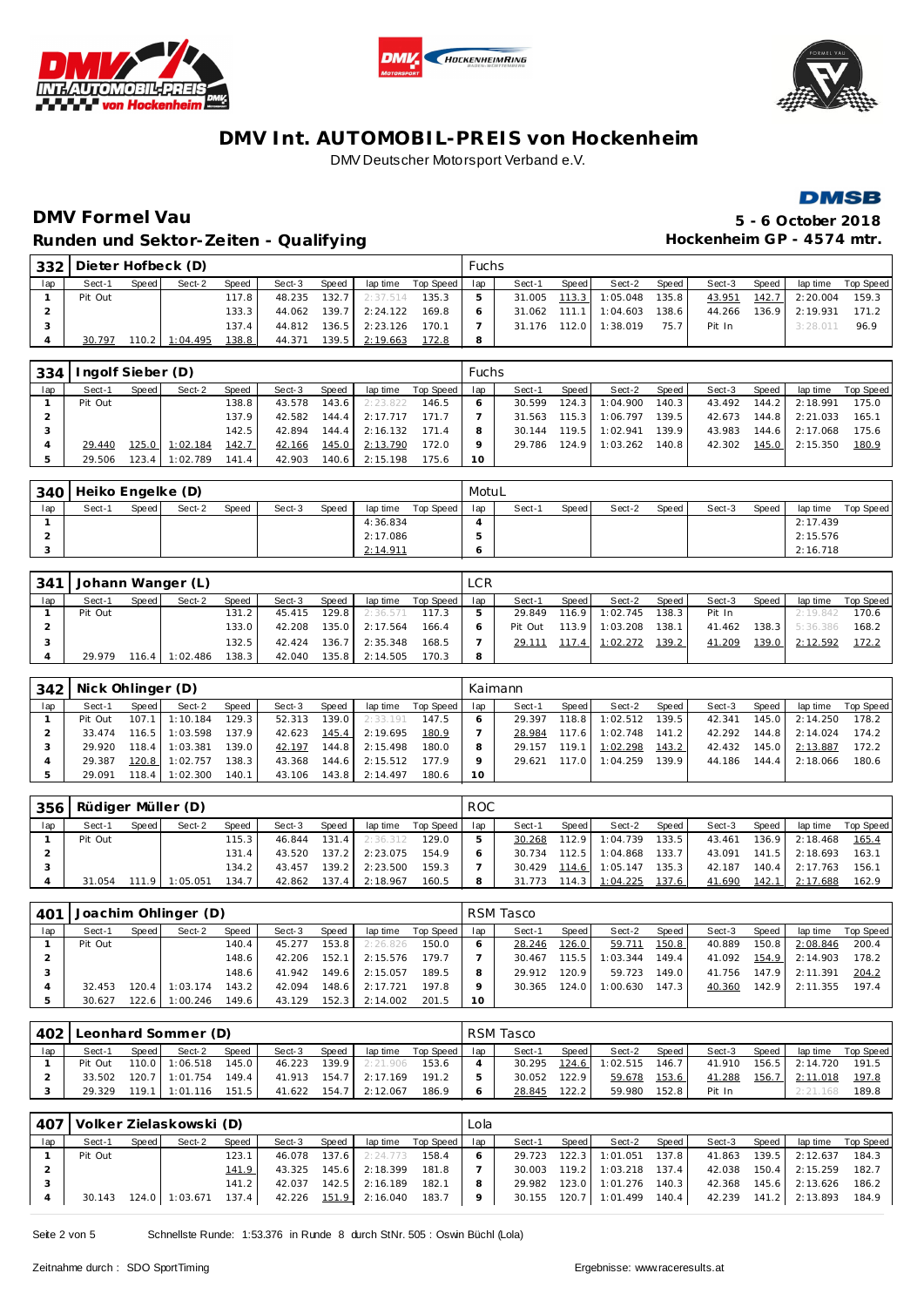# DMV Int. AUTOMOBIL-PREIS von Hockenheim

DMV Deutscher Motorsport Verband e.V.

## DMV Formel Vau

## Runden und Sektor-Zeiten - Qualifying

**5 - 6 October 2018**
**Hockenheim GP - 4574 mtr.**

### 332 Dieter Hofbeck (D) — Fuchs

| lap | Sect-1 | Speed | Sect-2 | Speed | Sect-3 | Speed | lap time | Top Speed | lap | Sect-1 | Speed | Sect-2 | Speed | Sect-3 | Speed | lap time | Top Speed |
|---|---|---|---|---|---|---|---|---|---|---|---|---|---|---|---|---|---|
| 1 | Pit Out | | | 117.8 | 48.235 | 132.7 | 2:37.514 | 135.3 | 5 | 31.005 | 113.3 | 1:05.048 | 135.8 | 43.951 | 142.7 | 2:20.004 | 159.3 |
| 2 | | | | 133.3 | 44.062 | 139.7 | 2:24.122 | 169.8 | 6 | 31.062 | 111.1 | 1:04.603 | 138.6 | 44.266 | 136.9 | 2:19.931 | 171.2 |
| 3 | | | | 137.4 | 44.812 | 136.5 | 2:23.126 | 170.1 | 7 | 31.176 | 112.0 | 1:38.019 | 75.7 | Pit In | | 3:28.011 | 96.9 |
| 4 | 30.797 | 110.2 | 1:04.495 | 138.8 | 44.371 | 139.5 | 2:19.663 | 172.8 | 8 | | | | | | | | |

### 334 Ingolf Sieber (D) — Fuchs

| lap | Sect-1 | Speed | Sect-2 | Speed | Sect-3 | Speed | lap time | Top Speed | lap | Sect-1 | Speed | Sect-2 | Speed | Sect-3 | Speed | lap time | Top Speed |
|---|---|---|---|---|---|---|---|---|---|---|---|---|---|---|---|---|---|
| 1 | Pit Out | | | 138.8 | 43.578 | 143.6 | 2:23.822 | 146.5 | 6 | 30.599 | 124.3 | 1:04.900 | 140.3 | 43.492 | 144.2 | 2:18.991 | 175.0 |
| 2 | | | | 137.9 | 42.582 | 144.4 | 2:17.717 | 171.7 | 7 | 31.563 | 115.3 | 1:06.797 | 139.5 | 42.673 | 144.8 | 2:21.033 | 165.1 |
| 3 | | | | 142.5 | 42.894 | 144.4 | 2:16.132 | 171.4 | 8 | 30.144 | 119.5 | 1:02.941 | 139.9 | 43.983 | 144.6 | 2:17.068 | 175.6 |
| 4 | 29.440 | 125.0 | 1:02.184 | 142.7 | 42.166 | 145.0 | 2:13.790 | 172.0 | 9 | 29.786 | 124.9 | 1:03.262 | 140.8 | 42.302 | 145.0 | 2:15.350 | 180.9 |
| 5 | 29.506 | 123.4 | 1:02.789 | 141.4 | 42.903 | 140.6 | 2:15.198 | 175.6 | 10 | | | | | | | | |

### 340 Heiko Engelke (D) — MotuL

| lap | Sect-1 | Speed | Sect-2 | Speed | Sect-3 | Speed | lap time | Top Speed | lap | Sect-1 | Speed | Sect-2 | Speed | Sect-3 | Speed | lap time | Top Speed |
|---|---|---|---|---|---|---|---|---|---|---|---|---|---|---|---|---|---|
| 1 | | | | | | | 4:36.834 | | 4 | | | | | | | 2:17.439 | |
| 2 | | | | | | | 2:17.086 | | 5 | | | | | | | 2:15.576 | |
| 3 | | | | | | | 2:14.911 | | 6 | | | | | | | 2:16.718 | |

### 341 Johann Wanger (L) — LCR

| lap | Sect-1 | Speed | Sect-2 | Speed | Sect-3 | Speed | lap time | Top Speed | lap | Sect-1 | Speed | Sect-2 | Speed | Sect-3 | Speed | lap time | Top Speed |
|---|---|---|---|---|---|---|---|---|---|---|---|---|---|---|---|---|---|
| 1 | Pit Out | | | 131.2 | 45.415 | 129.8 | 2:36.571 | 117.3 | 5 | 29.849 | 116.9 | 1:02.745 | 138.3 | Pit In | | 2:19.842 | 170.6 |
| 2 | | | | 133.0 | 42.208 | 135.0 | 2:17.564 | 166.4 | 6 | Pit Out | 113.9 | 1:03.208 | 138.1 | 41.462 | 138.3 | 5:36.386 | 168.2 |
| 3 | | | | 132.5 | 42.424 | 136.7 | 2:15.576 | 168.5 | 7 | 29.111 | 117.4 | 1:02.272 | 139.2 | 41.209 | 139.0 | 2:12.592 | 172.2 |
| 4 | 29.979 | 116.4 | 1:02.486 | 138.3 | 42.040 | 135.8 | 2:14.505 | 170.3 | 8 | | | | | | | | |

### 342 Nick Ohlinger (D) — Kaimann

| lap | Sect-1 | Speed | Sect-2 | Speed | Sect-3 | Speed | lap time | Top Speed | lap | Sect-1 | Speed | Sect-2 | Speed | Sect-3 | Speed | lap time | Top Speed |
|---|---|---|---|---|---|---|---|---|---|---|---|---|---|---|---|---|---|
| 1 | Pit Out | 107.1 | 1:10.184 | 129.3 | 52.313 | 139.0 | 2:33.191 | 147.5 | 6 | 29.397 | 118.8 | 1:02.512 | 139.5 | 42.341 | 145.0 | 2:14.250 | 178.2 |
| 2 | 33.474 | 116.5 | 1:03.598 | 137.9 | 42.623 | 145.4 | 2:19.695 | 180.9 | 7 | 28.984 | 117.6 | 1:02.748 | 141.2 | 42.292 | 144.8 | 2:14.024 | 174.2 |
| 3 | 29.920 | 118.4 | 1:03.381 | 139.0 | 42.197 | 144.8 | 2:15.498 | 180.0 | 8 | 29.157 | 119.1 | 1:02.298 | 143.2 | 42.432 | 145.0 | 2:13.887 | 172.2 |
| 4 | 29.387 | 120.8 | 1:02.757 | 138.3 | 43.368 | 144.6 | 2:15.512 | 177.9 | 9 | 29.621 | 117.0 | 1:04.259 | 139.9 | 44.186 | 144.4 | 2:18.066 | 180.6 |
| 5 | 29.091 | 118.4 | 1:02.300 | 140.1 | 43.106 | 143.8 | 2:14.497 | 180.6 | 10 | | | | | | | | |

### 356 Rüdiger Müller (D) — ROC

| lap | Sect-1 | Speed | Sect-2 | Speed | Sect-3 | Speed | lap time | Top Speed | lap | Sect-1 | Speed | Sect-2 | Speed | Sect-3 | Speed | lap time | Top Speed |
|---|---|---|---|---|---|---|---|---|---|---|---|---|---|---|---|---|---|
| 1 | Pit Out | | | 115.3 | 46.844 | 131.4 | 2:36.312 | 129.0 | 5 | 30.268 | 112.9 | 1:04.739 | 133.5 | 43.461 | 136.9 | 2:18.468 | 165.4 |
| 2 | | | | 131.4 | 43.520 | 137.2 | 2:23.075 | 154.9 | 6 | 30.734 | 112.5 | 1:04.868 | 133.7 | 43.091 | 141.5 | 2:18.693 | 163.1 |
| 3 | | | | 134.2 | 43.457 | 139.2 | 2:23.500 | 159.3 | 7 | 30.429 | 114.6 | 1:05.147 | 135.3 | 42.187 | 140.4 | 2:17.763 | 156.1 |
| 4 | 31.054 | 111.9 | 1:05.051 | 134.7 | 42.862 | 137.4 | 2:18.967 | 160.5 | 8 | 31.773 | 114.3 | 1:04.225 | 137.6 | 41.690 | 142.1 | 2:17.688 | 162.9 |

### 401 Joachim Ohlinger (D) — RSM Tasco

| lap | Sect-1 | Speed | Sect-2 | Speed | Sect-3 | Speed | lap time | Top Speed | lap | Sect-1 | Speed | Sect-2 | Speed | Sect-3 | Speed | lap time | Top Speed |
|---|---|---|---|---|---|---|---|---|---|---|---|---|---|---|---|---|---|
| 1 | Pit Out | | | 140.4 | 45.277 | 153.8 | 2:26.826 | 150.0 | 6 | 28.246 | 126.0 | 59.711 | 150.8 | 40.889 | 150.8 | 2:08.846 | 200.4 |
| 2 | | | | 148.6 | 42.206 | 152.1 | 2:15.576 | 179.7 | 7 | 30.467 | 115.5 | 1:03.344 | 149.4 | 41.092 | 154.9 | 2:14.903 | 178.2 |
| 3 | | | | 148.6 | 41.942 | 149.6 | 2:15.057 | 189.5 | 8 | 29.912 | 120.9 | 59.723 | 149.0 | 41.756 | 147.9 | 2:11.391 | 204.2 |
| 4 | 32.453 | 120.4 | 1:03.174 | 143.2 | 42.094 | 148.6 | 2:17.721 | 197.8 | 9 | 30.365 | 124.0 | 1:00.630 | 147.3 | 40.360 | 142.9 | 2:11.355 | 197.4 |
| 5 | 30.627 | 122.6 | 1:00.246 | 149.6 | 43.129 | 152.3 | 2:14.002 | 201.5 | 10 | | | | | | | | |

### 402 Leonhard Sommer (D) — RSM Tasco

| lap | Sect-1 | Speed | Sect-2 | Speed | Sect-3 | Speed | lap time | Top Speed | lap | Sect-1 | Speed | Sect-2 | Speed | Sect-3 | Speed | lap time | Top Speed |
|---|---|---|---|---|---|---|---|---|---|---|---|---|---|---|---|---|---|
| 1 | Pit Out | 110.0 | 1:06.518 | 145.0 | 46.223 | 139.9 | 2:21.906 | 153.6 | 4 | 30.295 | 124.6 | 1:02.515 | 146.7 | 41.910 | 156.5 | 2:14.720 | 191.5 |
| 2 | 33.502 | 120.7 | 1:01.754 | 149.4 | 41.913 | 154.7 | 2:17.169 | 191.2 | 5 | 30.052 | 122.9 | 59.678 | 153.6 | 41.288 | 156.7 | 2:11.018 | 197.8 |
| 3 | 29.329 | 119.1 | 1:01.116 | 151.5 | 41.622 | 154.7 | 2:12.067 | 186.9 | 6 | 28.845 | 122.2 | 59.980 | 152.8 | Pit In | | 2:21.168 | 189.8 |

### 407 Volker Zielaskowski (D) — Lola

| lap | Sect-1 | Speed | Sect-2 | Speed | Sect-3 | Speed | lap time | Top Speed | lap | Sect-1 | Speed | Sect-2 | Speed | Sect-3 | Speed | lap time | Top Speed |
|---|---|---|---|---|---|---|---|---|---|---|---|---|---|---|---|---|---|
| 1 | Pit Out | | | 123.1 | 46.078 | 137.6 | 2:24.773 | 158.4 | 6 | 29.723 | 122.3 | 1:01.051 | 137.8 | 41.863 | 139.5 | 2:12.637 | 184.3 |
| 2 | | | | 141.9 | 43.325 | 145.6 | 2:18.399 | 181.8 | 7 | 30.003 | 119.2 | 1:03.218 | 137.4 | 42.038 | 150.4 | 2:15.259 | 182.7 |
| 3 | | | | 141.2 | 42.037 | 142.5 | 2:16.189 | 182.1 | 8 | 29.982 | 123.0 | 1:01.276 | 140.3 | 42.368 | 145.6 | 2:13.626 | 186.2 |
| 4 | 30.143 | 124.0 | 1:03.671 | 137.4 | 42.226 | 151.9 | 2:16.040 | 183.7 | 9 | 30.155 | 120.7 | 1:01.499 | 140.4 | 42.239 | 141.2 | 2:13.893 | 184.9 |

Schnellste Runde: 1:53.376 in Runde 8 durch StNr. 505 : Oswin Büchl (Lola)

Zeitnahme durch : SDO SportTiming

Ergebnisse: www.raceresults.at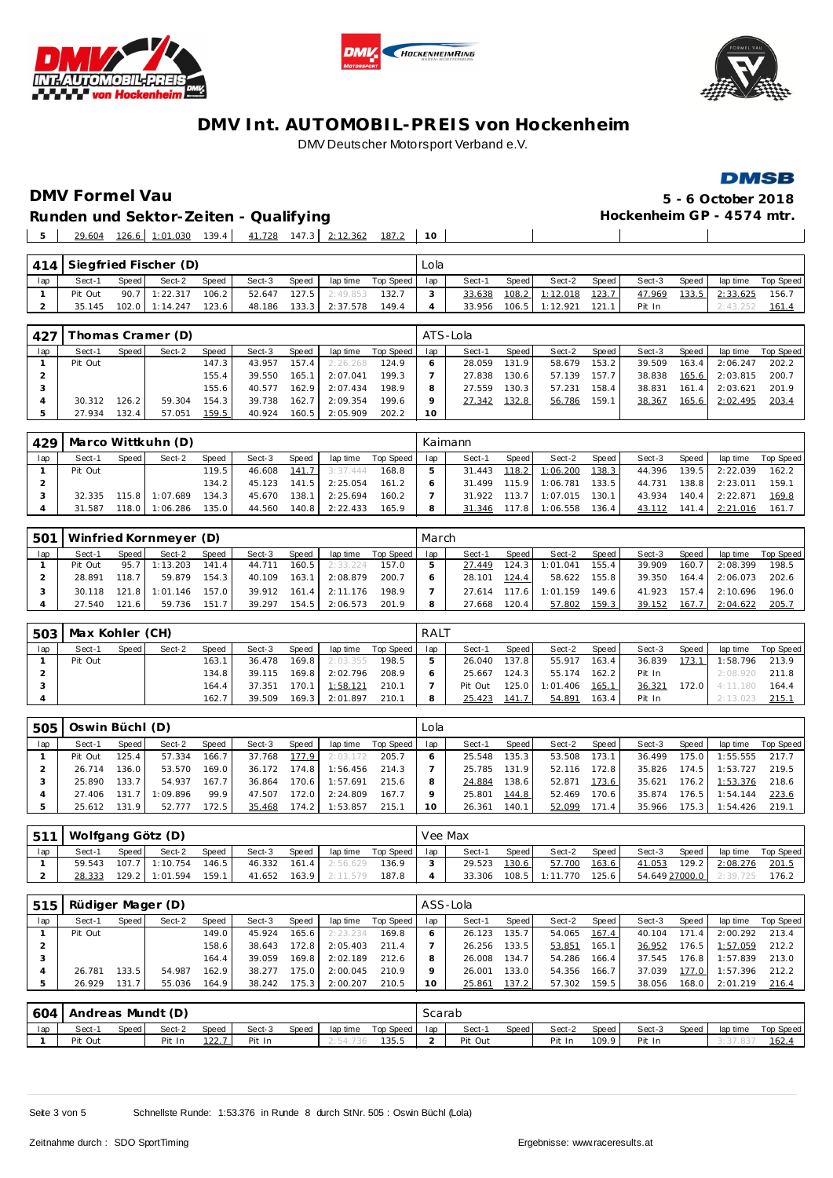# DMV Int. AUTOMOBIL-PREIS von Hockenheim

DMV Deutscher Motorsport Verband e.V.

## DMV Formel Vau

**5 - 6 October 2018**

### Runden und Sektor-Zeiten - Qualifying

**Hockenheim GP - 4574 mtr.**

| 5 | 29.604 | 126.6 | 1:01.030 | 139.4 | 41.728 | 147.3 | 2:12.362 | 187.2 | 10 | | | | | | | | |
|---|---|---|---|---|---|---|---|---|---|---|---|---|---|---|---|---|---|

**414 Siegfried Fischer (D)** — Lola

| lap | Sect-1 | Speed | Sect-2 | Speed | Sect-3 | Speed | lap time | Top Speed | lap | Sect-1 | Speed | Sect-2 | Speed | Sect-3 | Speed | lap time | Top Speed |
|---|---|---|---|---|---|---|---|---|---|---|---|---|---|---|---|---|---|
| 1 | Pit Out | 90.7 | 1:22.317 | 106.2 | 52.647 | 127.5 | 2:49.853 | 132.7 | 3 | 33.638 | 108.2 | 1:12.018 | 123.7 | 47.969 | 133.5 | 2:33.625 | 156.7 |
| 2 | 35.145 | 102.0 | 1:14.247 | 123.6 | 48.186 | 133.3 | 2:37.578 | 149.4 | 4 | 33.956 | 106.5 | 1:12.921 | 121.1 | Pit In | | 2:43.252 | 161.4 |

**427 Thomas Cramer (D)** — ATS-Lola

| lap | Sect-1 | Speed | Sect-2 | Speed | Sect-3 | Speed | lap time | Top Speed | lap | Sect-1 | Speed | Sect-2 | Speed | Sect-3 | Speed | lap time | Top Speed |
|---|---|---|---|---|---|---|---|---|---|---|---|---|---|---|---|---|---|
| 1 | Pit Out | | | 147.3 | 43.957 | 157.4 | 2:26.268 | 124.9 | 6 | 28.059 | 131.9 | 58.679 | 153.2 | 39.509 | 163.4 | 2:06.247 | 202.2 |
| 2 | | | | 155.4 | 39.550 | 165.1 | 2:07.041 | 199.3 | 7 | 27.838 | 130.6 | 57.139 | 157.7 | 38.838 | 165.6 | 2:03.815 | 200.7 |
| 3 | | | | 155.6 | 40.577 | 162.9 | 2:07.434 | 198.9 | 8 | 27.559 | 130.3 | 57.231 | 158.4 | 38.831 | 161.4 | 2:03.621 | 201.9 |
| 4 | 30.312 | 126.2 | 59.304 | 154.3 | 39.738 | 162.7 | 2:09.354 | 199.6 | 9 | 27.342 | 132.8 | 56.786 | 159.1 | 38.367 | 165.6 | 2:02.495 | 203.4 |
| 5 | 27.934 | 132.4 | 57.051 | 159.5 | 40.924 | 160.5 | 2:05.909 | 202.2 | 10 | | | | | | | | |

**429 Marco Wittkuhn (D)** — Kaimann

| lap | Sect-1 | Speed | Sect-2 | Speed | Sect-3 | Speed | lap time | Top Speed | lap | Sect-1 | Speed | Sect-2 | Speed | Sect-3 | Speed | lap time | Top Speed |
|---|---|---|---|---|---|---|---|---|---|---|---|---|---|---|---|---|---|
| 1 | Pit Out | | | 119.5 | 46.608 | 141.7 | 3:37.444 | 168.8 | 5 | 31.443 | 118.2 | 1:06.200 | 138.3 | 44.396 | 139.5 | 2:22.039 | 162.2 |
| 2 | | | | 134.2 | 45.123 | 141.5 | 2:25.054 | 161.2 | 6 | 31.499 | 115.9 | 1:06.781 | 133.5 | 44.731 | 138.8 | 2:23.011 | 159.1 |
| 3 | 32.335 | 115.8 | 1:07.689 | 134.3 | 45.670 | 138.1 | 2:25.694 | 160.2 | 7 | 31.922 | 113.7 | 1:07.015 | 130.1 | 43.934 | 140.4 | 2:22.871 | 169.8 |
| 4 | 31.587 | 118.0 | 1:06.286 | 135.0 | 44.560 | 140.8 | 2:22.433 | 165.9 | 8 | 31.346 | 117.8 | 1:06.558 | 136.4 | 43.112 | 141.4 | 2:21.016 | 161.7 |

**501 Winfried Kornmeyer (D)** — March

| lap | Sect-1 | Speed | Sect-2 | Speed | Sect-3 | Speed | lap time | Top Speed | lap | Sect-1 | Speed | Sect-2 | Speed | Sect-3 | Speed | lap time | Top Speed |
|---|---|---|---|---|---|---|---|---|---|---|---|---|---|---|---|---|---|
| 1 | Pit Out | 95.7 | 1:13.203 | 141.4 | 44.711 | 160.5 | 2:33.224 | 157.0 | 5 | 27.449 | 124.3 | 1:01.041 | 155.4 | 39.909 | 160.7 | 2:08.399 | 198.5 |
| 2 | 28.891 | 118.7 | 59.879 | 154.3 | 40.109 | 163.1 | 2:08.879 | 200.7 | 6 | 28.101 | 124.4 | 58.622 | 155.8 | 39.350 | 164.4 | 2:06.073 | 202.6 |
| 3 | 30.118 | 121.8 | 1:01.146 | 157.0 | 39.912 | 161.4 | 2:11.176 | 198.9 | 7 | 27.614 | 117.6 | 1:01.159 | 149.6 | 41.923 | 157.4 | 2:10.696 | 196.0 |
| 4 | 27.540 | 121.6 | 59.736 | 151.7 | 39.297 | 154.5 | 2:06.573 | 201.9 | 8 | 27.668 | 120.4 | 57.802 | 159.3 | 39.152 | 167.7 | 2:04.622 | 205.7 |

**503 Max Kohler (CH)** — RALT

| lap | Sect-1 | Speed | Sect-2 | Speed | Sect-3 | Speed | lap time | Top Speed | lap | Sect-1 | Speed | Sect-2 | Speed | Sect-3 | Speed | lap time | Top Speed |
|---|---|---|---|---|---|---|---|---|---|---|---|---|---|---|---|---|---|
| 1 | Pit Out | | | 163.1 | 36.478 | 169.8 | 2:03.355 | 198.5 | 5 | 26.040 | 137.8 | 55.917 | 163.4 | 36.839 | 173.1 | 1:58.796 | 213.9 |
| 2 | | | | 134.8 | 39.115 | 169.8 | 2:02.796 | 208.9 | 6 | 25.667 | 124.3 | 55.174 | 162.2 | Pit In | | 2:08.920 | 211.8 |
| 3 | | | | 164.4 | 37.351 | 170.1 | 1:58.121 | 210.1 | 7 | Pit Out | 125.0 | 1:01.406 | 165.1 | 36.321 | 172.0 | 4:11.180 | 164.4 |
| 4 | | | | 162.7 | 39.509 | 169.3 | 2:01.897 | 210.1 | 8 | 25.423 | 141.7 | 54.891 | 163.4 | Pit In | | 2:13.023 | 215.1 |

**505 Oswin Büchl (D)** — Lola

| lap | Sect-1 | Speed | Sect-2 | Speed | Sect-3 | Speed | lap time | Top Speed | lap | Sect-1 | Speed | Sect-2 | Speed | Sect-3 | Speed | lap time | Top Speed |
|---|---|---|---|---|---|---|---|---|---|---|---|---|---|---|---|---|---|
| 1 | Pit Out | 125.4 | 57.334 | 166.7 | 37.768 | 177.9 | 2:03.172 | 205.7 | 6 | 25.548 | 135.3 | 53.508 | 173.1 | 36.499 | 175.0 | 1:55.555 | 217.7 |
| 2 | 26.714 | 136.0 | 53.570 | 169.0 | 36.172 | 174.8 | 1:56.456 | 214.3 | 7 | 25.785 | 131.9 | 52.116 | 172.8 | 35.826 | 174.5 | 1:53.727 | 219.5 |
| 3 | 25.890 | 133.7 | 54.937 | 167.7 | 36.864 | 170.6 | 1:57.691 | 215.6 | 8 | 24.884 | 138.6 | 52.871 | 173.6 | 35.621 | 176.2 | 1:53.376 | 218.6 |
| 4 | 27.406 | 131.7 | 1:09.896 | 99.9 | 47.507 | 172.0 | 2:24.809 | 167.7 | 9 | 25.801 | 144.8 | 52.469 | 170.6 | 35.874 | 176.5 | 1:54.144 | 223.6 |
| 5 | 25.612 | 131.9 | 52.777 | 172.5 | 35.468 | 174.2 | 1:53.857 | 215.1 | 10 | 26.361 | 140.1 | 52.099 | 171.4 | 35.966 | 175.3 | 1:54.426 | 219.1 |

**511 Wolfgang Götz (D)** — Vee Max

| lap | Sect-1 | Speed | Sect-2 | Speed | Sect-3 | Speed | lap time | Top Speed | lap | Sect-1 | Speed | Sect-2 | Speed | Sect-3 | Speed | lap time | Top Speed |
|---|---|---|---|---|---|---|---|---|---|---|---|---|---|---|---|---|---|
| 1 | 59.543 | 107.7 | 1:10.754 | 146.5 | 46.332 | 161.4 | 2:56.629 | 136.9 | 3 | 29.523 | 130.6 | 57.700 | 163.6 | 41.053 | 129.2 | 2:08.276 | 201.5 |
| 2 | 28.333 | 129.2 | 1:01.594 | 159.1 | 41.652 | 163.9 | 2:11.579 | 187.8 | 4 | 33.306 | 108.5 | 1:11.770 | 125.6 | 54.649 | 27000.0 | 2:39.725 | 176.2 |

**515 Rüdiger Mager (D)** — ASS-Lola

| lap | Sect-1 | Speed | Sect-2 | Speed | Sect-3 | Speed | lap time | Top Speed | lap | Sect-1 | Speed | Sect-2 | Speed | Sect-3 | Speed | lap time | Top Speed |
|---|---|---|---|---|---|---|---|---|---|---|---|---|---|---|---|---|---|
| 1 | Pit Out | | | 149.0 | 45.924 | 165.6 | 2:23.234 | 169.8 | 6 | 26.123 | 135.7 | 54.065 | 167.4 | 40.104 | 171.4 | 2:00.292 | 213.4 |
| 2 | | | | 158.6 | 38.643 | 172.8 | 2:05.403 | 211.4 | 7 | 26.256 | 133.5 | 53.851 | 165.1 | 36.952 | 176.5 | 1:57.059 | 212.2 |
| 3 | | | | 164.4 | 39.059 | 169.8 | 2:02.189 | 212.6 | 8 | 26.008 | 134.7 | 54.286 | 166.4 | 37.545 | 176.8 | 1:57.839 | 213.0 |
| 4 | 26.781 | 133.5 | 54.987 | 162.9 | 38.277 | 175.0 | 2:00.045 | 210.9 | 9 | 26.001 | 133.0 | 54.356 | 166.7 | 37.039 | 177.0 | 1:57.396 | 212.2 |
| 5 | 26.929 | 131.7 | 55.036 | 164.9 | 38.242 | 175.3 | 2:00.207 | 210.5 | 10 | 25.861 | 137.2 | 57.302 | 159.5 | 38.056 | 168.0 | 2:01.219 | 216.4 |

**604 Andreas Mundt (D)** — Scarab

| lap | Sect-1 | Speed | Sect-2 | Speed | Sect-3 | Speed | lap time | Top Speed | lap | Sect-1 | Speed | Sect-2 | Speed | Sect-3 | Speed | lap time | Top Speed |
|---|---|---|---|---|---|---|---|---|---|---|---|---|---|---|---|---|---|
| 1 | Pit Out | | Pit In | 122.7 | Pit In | | 2:54.736 | 135.5 | 2 | Pit Out | | Pit In | 109.9 | Pit In | | 3:37.837 | 162.4 |

Schnellste Runde: 1:53.376 in Runde 8 durch StNr. 505 : Oswin Büchl (Lola)

Zeitnahme durch : SDO SportTiming

Ergebnisse: www.raceresults.at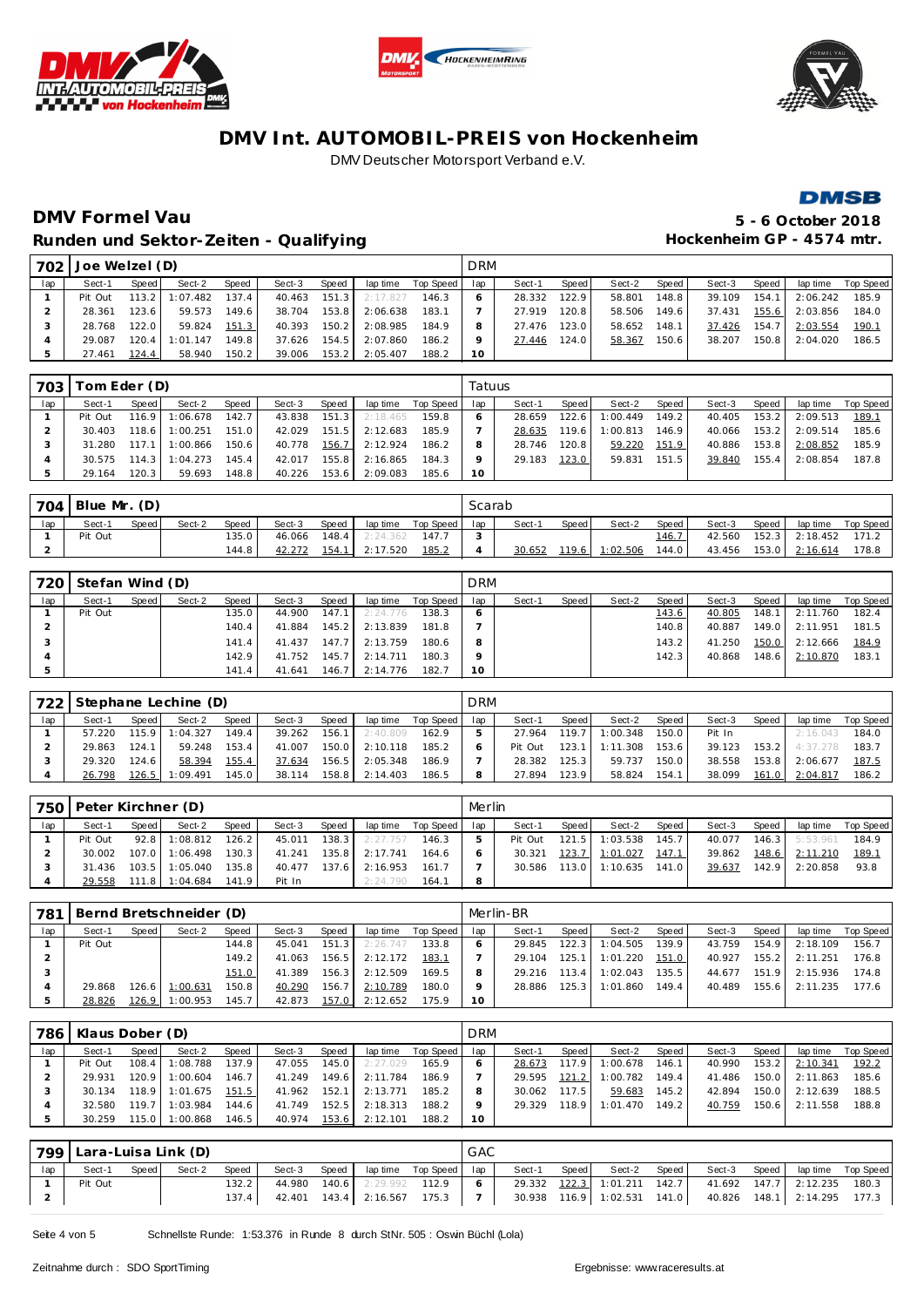# DMV Int. AUTOMOBIL-PREIS von Hockenheim

DMV Deutscher Motorsport Verband e.V.

## DMV Formel Vau

**5 - 6 October 2018**

## Runden und Sektor-Zeiten - Qualifying

**Hockenheim GP - 4574 mtr.**

### 702 Joe Welzel (D) — DRM

| lap | Sect-1 | Speed | Sect-2 | Speed | Sect-3 | Speed | lap time | Top Speed | lap | Sect-1 | Speed | Sect-2 | Speed | Sect-3 | Speed | lap time | Top Speed |
|---|---|---|---|---|---|---|---|---|---|---|---|---|---|---|---|---|---|
| 1 | Pit Out | 113.2 | 1:07.482 | 137.4 | 40.463 | 151.3 | 2:17.827 | 146.3 | 6 | 28.332 | 122.9 | 58.801 | 148.8 | 39.109 | 154.1 | 2:06.242 | 185.9 |
| 2 | 28.361 | 123.6 | 59.573 | 149.6 | 38.704 | 153.8 | 2:06.638 | 183.1 | 7 | 27.919 | 120.8 | 58.506 | 149.6 | 37.431 | 155.6 | 2:03.856 | 184.0 |
| 3 | 28.768 | 122.0 | 59.824 | 151.3 | 40.393 | 150.2 | 2:08.985 | 184.9 | 8 | 27.476 | 123.0 | 58.652 | 148.1 | 37.426 | 154.7 | 2:03.554 | 190.1 |
| 4 | 29.087 | 120.4 | 1:01.147 | 149.8 | 37.626 | 154.5 | 2:07.860 | 186.2 | 9 | 27.446 | 124.0 | 58.367 | 150.6 | 38.207 | 150.8 | 2:04.020 | 186.5 |
| 5 | 27.461 | 124.4 | 58.940 | 150.2 | 39.006 | 153.2 | 2:05.407 | 188.2 | 10 | | | | | | | | |

### 703 Tom Eder (D) — Tatuus

| lap | Sect-1 | Speed | Sect-2 | Speed | Sect-3 | Speed | lap time | Top Speed | lap | Sect-1 | Speed | Sect-2 | Speed | Sect-3 | Speed | lap time | Top Speed |
|---|---|---|---|---|---|---|---|---|---|---|---|---|---|---|---|---|---|
| 1 | Pit Out | 116.9 | 1:06.678 | 142.7 | 43.838 | 151.3 | 2:18.465 | 159.8 | 6 | 28.659 | 122.6 | 1:00.449 | 149.2 | 40.405 | 153.2 | 2:09.513 | 189.1 |
| 2 | 30.403 | 118.6 | 1:00.251 | 151.0 | 42.029 | 151.5 | 2:12.683 | 185.9 | 7 | 28.635 | 119.6 | 1:00.813 | 146.9 | 40.066 | 153.2 | 2:09.514 | 185.6 |
| 3 | 31.280 | 117.1 | 1:00.866 | 150.6 | 40.778 | 156.7 | 2:12.924 | 186.2 | 8 | 28.746 | 120.8 | 59.220 | 151.9 | 40.886 | 153.8 | 2:08.852 | 185.9 |
| 4 | 30.575 | 114.3 | 1:04.273 | 145.4 | 42.017 | 155.8 | 2:16.865 | 184.3 | 9 | 29.183 | 123.0 | 59.831 | 151.5 | 39.840 | 155.4 | 2:08.854 | 187.8 |
| 5 | 29.164 | 120.3 | 59.693 | 148.8 | 40.226 | 153.6 | 2:09.083 | 185.6 | 10 | | | | | | | | |

### 704 Blue Mr. (D) — Scarab

| lap | Sect-1 | Speed | Sect-2 | Speed | Sect-3 | Speed | lap time | Top Speed | lap | Sect-1 | Speed | Sect-2 | Speed | Sect-3 | Speed | lap time | Top Speed |
|---|---|---|---|---|---|---|---|---|---|---|---|---|---|---|---|---|---|
| 1 | Pit Out | | | 135.0 | 46.066 | 148.4 | 2:24.362 | 147.7 | 3 | | | | 146.7 | 42.560 | 152.3 | 2:18.452 | 171.2 |
| 2 | | | | 144.8 | 42.272 | 154.1 | 2:17.520 | 185.2 | 4 | 30.652 | 119.6 | 1:02.506 | 144.0 | 43.456 | 153.0 | 2:16.614 | 178.8 |

### 720 Stefan Wind (D) — DRM

| lap | Sect-1 | Speed | Sect-2 | Speed | Sect-3 | Speed | lap time | Top Speed | lap | Sect-1 | Speed | Sect-2 | Speed | Sect-3 | Speed | lap time | Top Speed |
|---|---|---|---|---|---|---|---|---|---|---|---|---|---|---|---|---|---|
| 1 | Pit Out | | | 135.0 | 44.900 | 147.1 | 2:24.776 | 138.3 | 6 | | | | 143.6 | 40.805 | 148.1 | 2:11.760 | 182.4 |
| 2 | | | | 140.4 | 41.884 | 145.2 | 2:13.839 | 181.8 | 7 | | | | 140.8 | 40.887 | 149.0 | 2:11.951 | 181.5 |
| 3 | | | | 141.4 | 41.437 | 147.7 | 2:13.759 | 180.6 | 8 | | | | 143.2 | 41.250 | 150.0 | 2:12.666 | 184.9 |
| 4 | | | | 142.9 | 41.752 | 145.7 | 2:14.711 | 180.3 | 9 | | | | 142.3 | 40.868 | 148.6 | 2:10.870 | 183.1 |
| 5 | | | | 141.4 | 41.641 | 146.7 | 2:14.776 | 182.7 | 10 | | | | | | | | |

### 722 Stephane Lechine (D) — DRM

| lap | Sect-1 | Speed | Sect-2 | Speed | Sect-3 | Speed | lap time | Top Speed | lap | Sect-1 | Speed | Sect-2 | Speed | Sect-3 | Speed | lap time | Top Speed |
|---|---|---|---|---|---|---|---|---|---|---|---|---|---|---|---|---|---|
| 1 | 57.220 | 115.9 | 1:04.327 | 149.4 | 39.262 | 156.1 | 2:40.809 | 162.9 | 5 | 27.964 | 119.7 | 1:00.348 | 150.0 | Pit In | | 2:16.043 | 184.0 |
| 2 | 29.863 | 124.1 | 59.248 | 153.4 | 41.007 | 150.0 | 2:10.118 | 185.2 | 6 | Pit Out | 123.1 | 1:11.308 | 153.6 | 39.123 | 153.2 | 4:37.278 | 183.7 |
| 3 | 29.320 | 124.6 | 58.394 | 155.4 | 37.634 | 156.5 | 2:05.348 | 186.9 | 7 | 28.382 | 125.3 | 59.737 | 150.0 | 38.558 | 153.8 | 2:06.677 | 187.5 |
| 4 | 26.798 | 126.5 | 1:09.491 | 145.0 | 38.114 | 158.8 | 2:14.403 | 186.5 | 8 | 27.894 | 123.9 | 58.824 | 154.1 | 38.099 | 161.0 | 2:04.817 | 186.2 |

### 750 Peter Kirchner (D) — Merlin

| lap | Sect-1 | Speed | Sect-2 | Speed | Sect-3 | Speed | lap time | Top Speed | lap | Sect-1 | Speed | Sect-2 | Speed | Sect-3 | Speed | lap time | Top Speed |
|---|---|---|---|---|---|---|---|---|---|---|---|---|---|---|---|---|---|
| 1 | Pit Out | 92.8 | 1:08.812 | 126.2 | 45.011 | 138.3 | 2:27.757 | 146.3 | 5 | Pit Out | 121.5 | 1:03.538 | 145.7 | 40.077 | 146.3 | 5:53.961 | 184.9 |
| 2 | 30.002 | 107.0 | 1:06.498 | 130.3 | 41.241 | 135.8 | 2:17.741 | 164.6 | 6 | 30.321 | 123.7 | 1:01.027 | 147.1 | 39.862 | 148.6 | 2:11.210 | 189.1 |
| 3 | 31.436 | 103.5 | 1:05.040 | 135.8 | 40.477 | 137.6 | 2:16.953 | 161.7 | 7 | 30.586 | 113.0 | 1:10.635 | 141.0 | 39.637 | 142.9 | 2:20.858 | 93.8 |
| 4 | 29.558 | 111.8 | 1:04.684 | 141.9 | Pit In | | 2:24.790 | 164.1 | 8 | | | | | | | | |

### 781 Bernd Bretschneider (D) — Merlin-BR

| lap | Sect-1 | Speed | Sect-2 | Speed | Sect-3 | Speed | lap time | Top Speed | lap | Sect-1 | Speed | Sect-2 | Speed | Sect-3 | Speed | lap time | Top Speed |
|---|---|---|---|---|---|---|---|---|---|---|---|---|---|---|---|---|---|
| 1 | Pit Out | | | 144.8 | 45.041 | 151.3 | 2:26.747 | 133.8 | 6 | 29.845 | 122.3 | 1:04.505 | 139.9 | 43.759 | 154.9 | 2:18.109 | 156.7 |
| 2 | | | | 149.2 | 41.063 | 155.6 | 2:12.172 | 183.1 | 7 | 29.104 | 125.1 | 1:01.220 | 151.0 | 40.927 | 155.2 | 2:11.251 | 176.8 |
| 3 | | | | 151.0 | 41.389 | 156.3 | 2:12.509 | 169.5 | 8 | 29.216 | 113.4 | 1:02.043 | 135.5 | 44.677 | 151.9 | 2:15.936 | 174.8 |
| 4 | 29.868 | 126.6 | 1:00.631 | 150.8 | 40.290 | 156.7 | 2:10.789 | 180.0 | 9 | 28.886 | 125.3 | 1:01.860 | 149.4 | 40.489 | 155.6 | 2:11.235 | 177.6 |
| 5 | 28.826 | 126.9 | 1:00.953 | 145.7 | 42.873 | 157.0 | 2:12.652 | 175.9 | 10 | | | | | | | | |

### 786 Klaus Dober (D) — DRM

| lap | Sect-1 | Speed | Sect-2 | Speed | Sect-3 | Speed | lap time | Top Speed | lap | Sect-1 | Speed | Sect-2 | Speed | Sect-3 | Speed | lap time | Top Speed |
|---|---|---|---|---|---|---|---|---|---|---|---|---|---|---|---|---|---|
| 1 | Pit Out | 108.4 | 1:08.788 | 137.9 | 47.055 | 145.0 | 2:27.029 | 165.9 | 6 | 28.673 | 117.9 | 1:00.678 | 146.1 | 40.990 | 153.2 | 2:10.341 | 192.2 |
| 2 | 29.931 | 120.9 | 1:00.604 | 146.7 | 41.249 | 149.6 | 2:11.784 | 186.9 | 7 | 29.595 | 121.2 | 1:00.782 | 149.4 | 41.486 | 150.0 | 2:11.863 | 185.6 |
| 3 | 30.134 | 118.9 | 1:01.675 | 151.5 | 41.962 | 152.1 | 2:13.771 | 185.2 | 8 | 30.062 | 117.5 | 59.683 | 145.2 | 42.894 | 150.0 | 2:12.639 | 188.5 |
| 4 | 32.580 | 119.7 | 1:03.984 | 144.6 | 41.749 | 152.5 | 2:18.313 | 188.2 | 9 | 29.329 | 118.9 | 1:01.470 | 149.2 | 40.759 | 150.6 | 2:11.558 | 188.8 |
| 5 | 30.259 | 115.0 | 1:00.868 | 146.5 | 40.974 | 153.6 | 2:12.101 | 188.2 | 10 | | | | | | | | |

### 799 Lara-Luisa Link (D) — GAC

| lap | Sect-1 | Speed | Sect-2 | Speed | Sect-3 | Speed | lap time | Top Speed | lap | Sect-1 | Speed | Sect-2 | Speed | Sect-3 | Speed | lap time | Top Speed |
|---|---|---|---|---|---|---|---|---|---|---|---|---|---|---|---|---|---|
| 1 | Pit Out | | | 132.2 | 44.980 | 140.6 | 2:29.992 | 112.9 | 6 | 29.332 | 122.3 | 1:01.211 | 142.7 | 41.692 | 147.7 | 2:12.235 | 180.3 |
| 2 | | | | 137.4 | 42.401 | 143.4 | 2:16.567 | 175.3 | 7 | 30.938 | 116.9 | 1:02.531 | 141.0 | 40.826 | 148.1 | 2:14.295 | 177.3 |

Schnellste Runde: 1:53.376 in Runde 8 durch StNr. 505 : Oswin Büchl (Lola)

Zeitnahme durch : SDO SportTiming

Ergebnisse: www.raceresults.at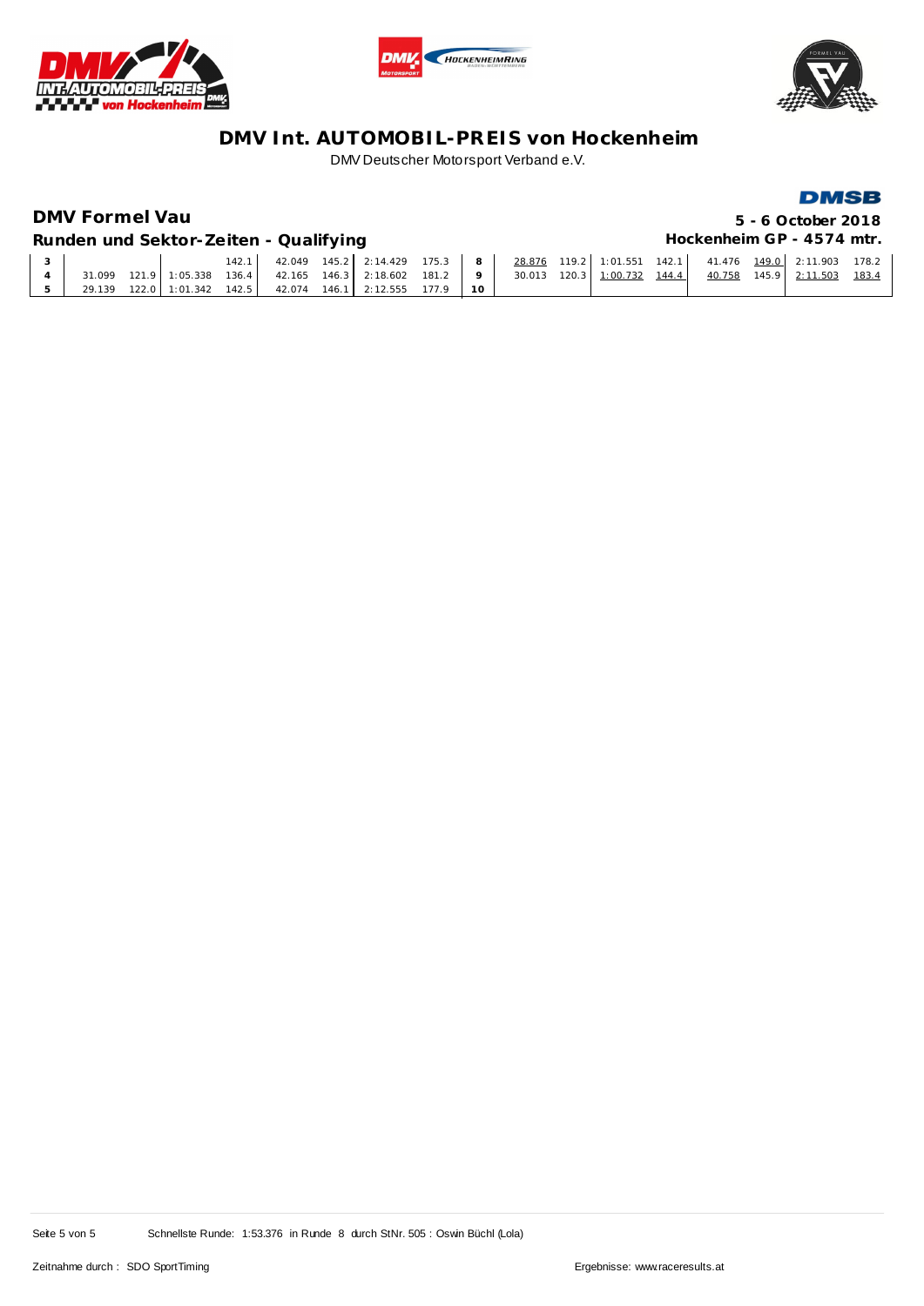# DMV Int. AUTOMOBIL-PREIS von Hockenheim

DMV Deutscher Motorsport Verband e.V.

## DMV Formel Vau

**5 - 6 October 2018**

### Runden und Sektor-Zeiten - Qualifying

**Hockenheim GP - 4574 mtr.**

| | | | | | | | | | | | | | | | | | |
|---|---|---|---|---|---|---|---|---|---|---|---|---|---|---|---|---|---|
| **3** | | | | 142.1 | 42.049 | 145.2 | 2:14.429 | 175.3 | **8** | 28.876 | 119.2 | 1:01.551 | 142.1 | 41.476 | 149.0 | 2:11.903 | 178.2 |
| **4** | 31.099 | 121.9 | 1:05.338 | 136.4 | 42.165 | 146.3 | 2:18.602 | 181.2 | **9** | 30.013 | 120.3 | 1:00.732 | 144.4 | 40.758 | 145.9 | 2:11.503 | 183.4 |
| **5** | 29.139 | 122.0 | 1:01.342 | 142.5 | 42.074 | 146.1 | 2:12.555 | 177.9 | **10** | | | | | | | | |

Schnellste Runde: 1:53.376 in Runde 8 durch StNr. 505 : Oswin Büchl (Lola)

Zeitnahme durch : SDO SportTiming

Ergebnisse: www.raceresults.at